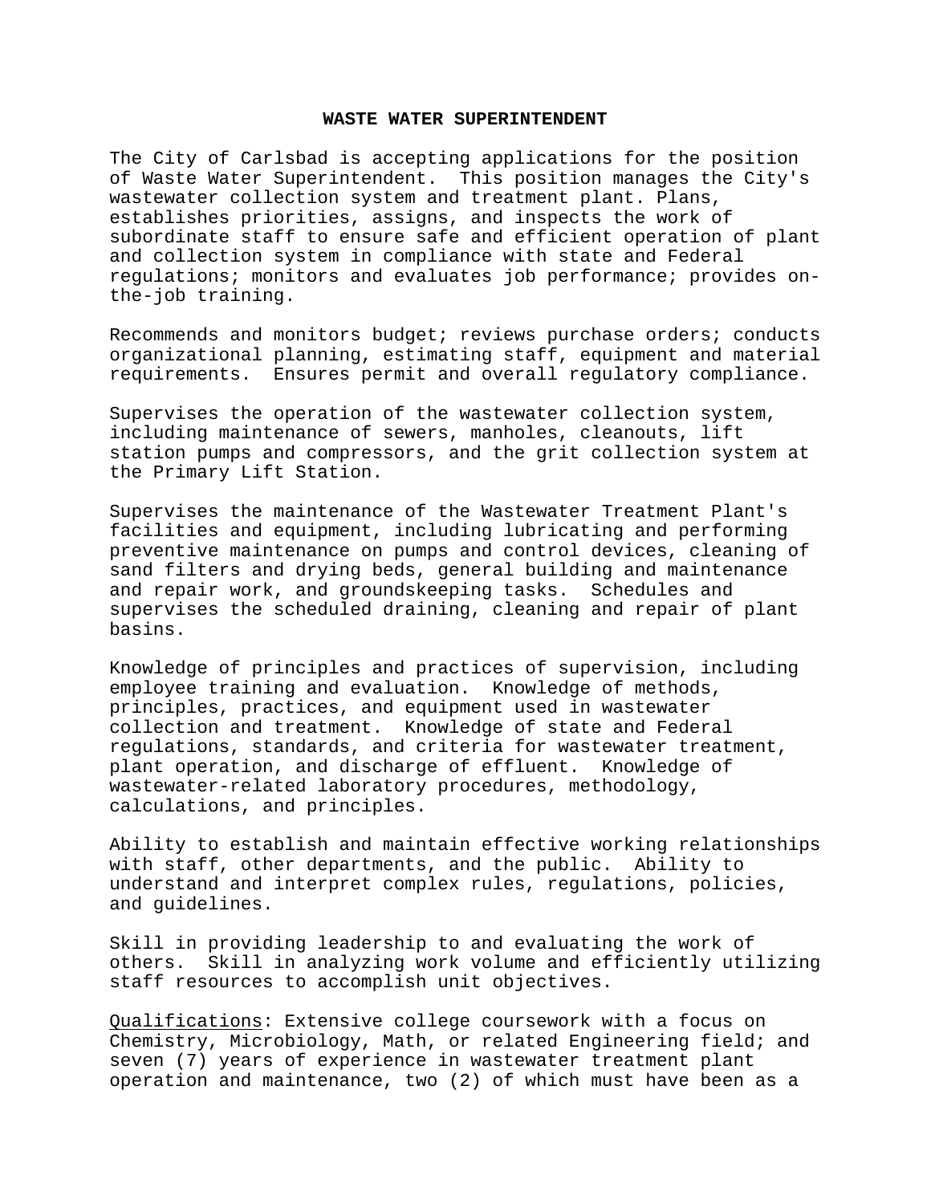# WASTE WATER SUPERINTENDENT

The City of Carlsbad is accepting applications for the position of Waste Water Superintendent. This position manages the City's wastewater collection system and treatment plant. Plans, establishes priorities, assigns, and inspects the work of subordinate staff to ensure safe and efficient operation of plant and collection system in compliance with state and Federal regulations; monitors and evaluates job performance; provides on-the-job training.

Recommends and monitors budget; reviews purchase orders; conducts organizational planning, estimating staff, equipment and material requirements. Ensures permit and overall regulatory compliance.

Supervises the operation of the wastewater collection system, including maintenance of sewers, manholes, cleanouts, lift station pumps and compressors, and the grit collection system at the Primary Lift Station.

Supervises the maintenance of the Wastewater Treatment Plant's facilities and equipment, including lubricating and performing preventive maintenance on pumps and control devices, cleaning of sand filters and drying beds, general building and maintenance and repair work, and groundskeeping tasks. Schedules and supervises the scheduled draining, cleaning and repair of plant basins.

Knowledge of principles and practices of supervision, including employee training and evaluation. Knowledge of methods, principles, practices, and equipment used in wastewater collection and treatment. Knowledge of state and Federal regulations, standards, and criteria for wastewater treatment, plant operation, and discharge of effluent. Knowledge of wastewater-related laboratory procedures, methodology, calculations, and principles.

Ability to establish and maintain effective working relationships with staff, other departments, and the public. Ability to understand and interpret complex rules, regulations, policies, and guidelines.

Skill in providing leadership to and evaluating the work of others. Skill in analyzing work volume and efficiently utilizing staff resources to accomplish unit objectives.

<u>Qualifications</u>: Extensive college coursework with a focus on Chemistry, Microbiology, Math, or related Engineering field; and seven (7) years of experience in wastewater treatment plant operation and maintenance, two (2) of which must have been as a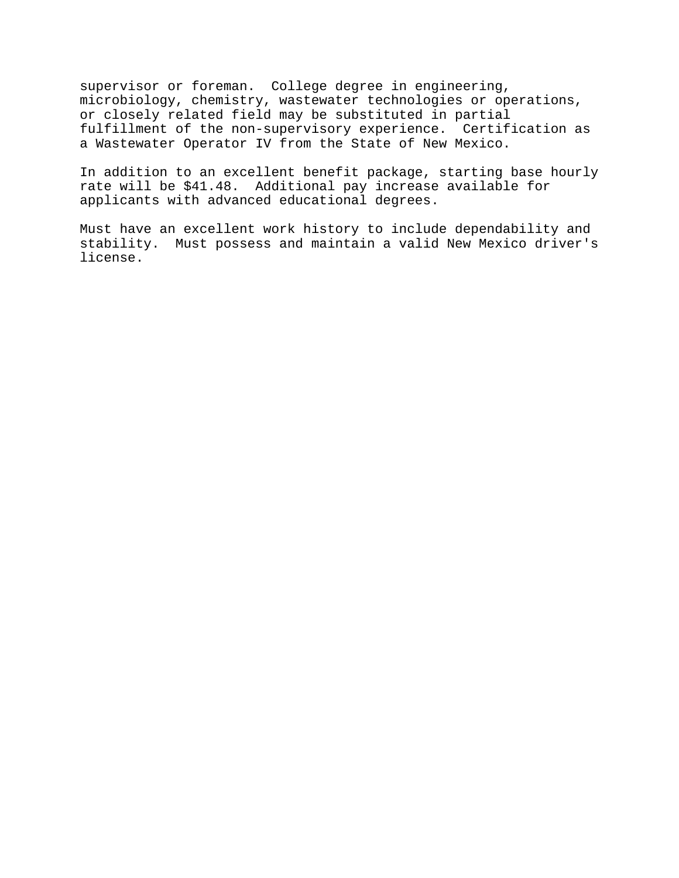supervisor or foreman. College degree in engineering, microbiology, chemistry, wastewater technologies or operations, or closely related field may be substituted in partial fulfillment of the non-supervisory experience. Certification as a Wastewater Operator IV from the State of New Mexico.

In addition to an excellent benefit package, starting base hourly rate will be $41.48. Additional pay increase available for applicants with advanced educational degrees.

Must have an excellent work history to include dependability and stability. Must possess and maintain a valid New Mexico driver's license.